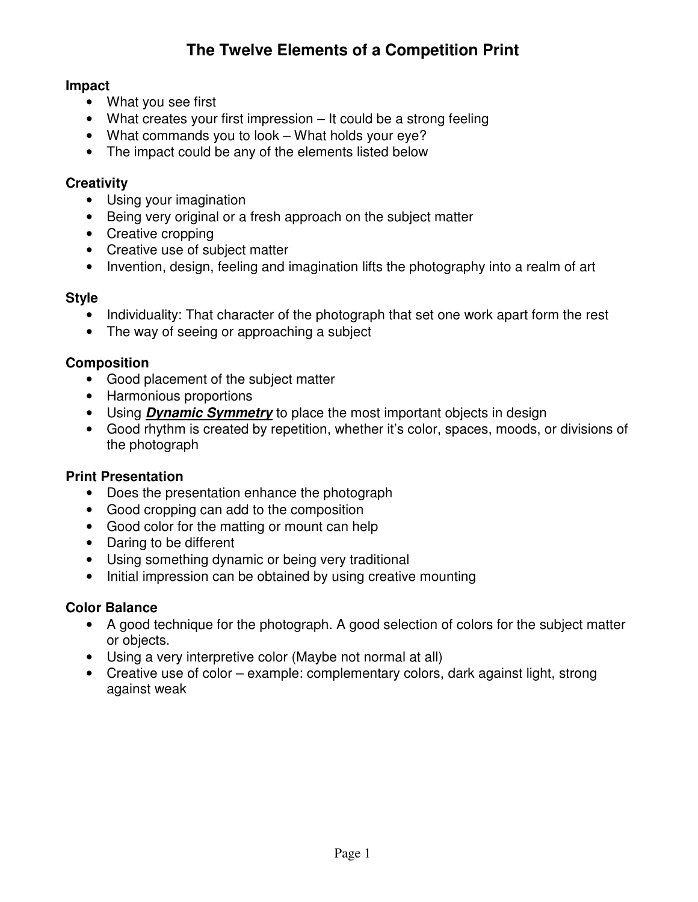# The Twelve Elements of a Competition Print

**Impact**

- What you see first
- What creates your first impression – It could be a strong feeling
- What commands you to look – What holds your eye?
- The impact could be any of the elements listed below

**Creativity**

- Using your imagination
- Being very original or a fresh approach on the subject matter
- Creative cropping
- Creative use of subject matter
- Invention, design, feeling and imagination lifts the photography into a realm of art

**Style**

- Individuality: That character of the photograph that set one work apart form the rest
- The way of seeing or approaching a subject

**Composition**

- Good placement of the subject matter
- Harmonious proportions
- Using ***Dynamic Symmetry*** to place the most important objects in design
- Good rhythm is created by repetition, whether it's color, spaces, moods, or divisions of the photograph

**Print Presentation**

- Does the presentation enhance the photograph
- Good cropping can add to the composition
- Good color for the matting or mount can help
- Daring to be different
- Using something dynamic or being very traditional
- Initial impression can be obtained by using creative mounting

**Color Balance**

- A good technique for the photograph. A good selection of colors for the subject matter or objects.
- Using a very interpretive color (Maybe not normal at all)
- Creative use of color – example: complementary colors, dark against light, strong against weak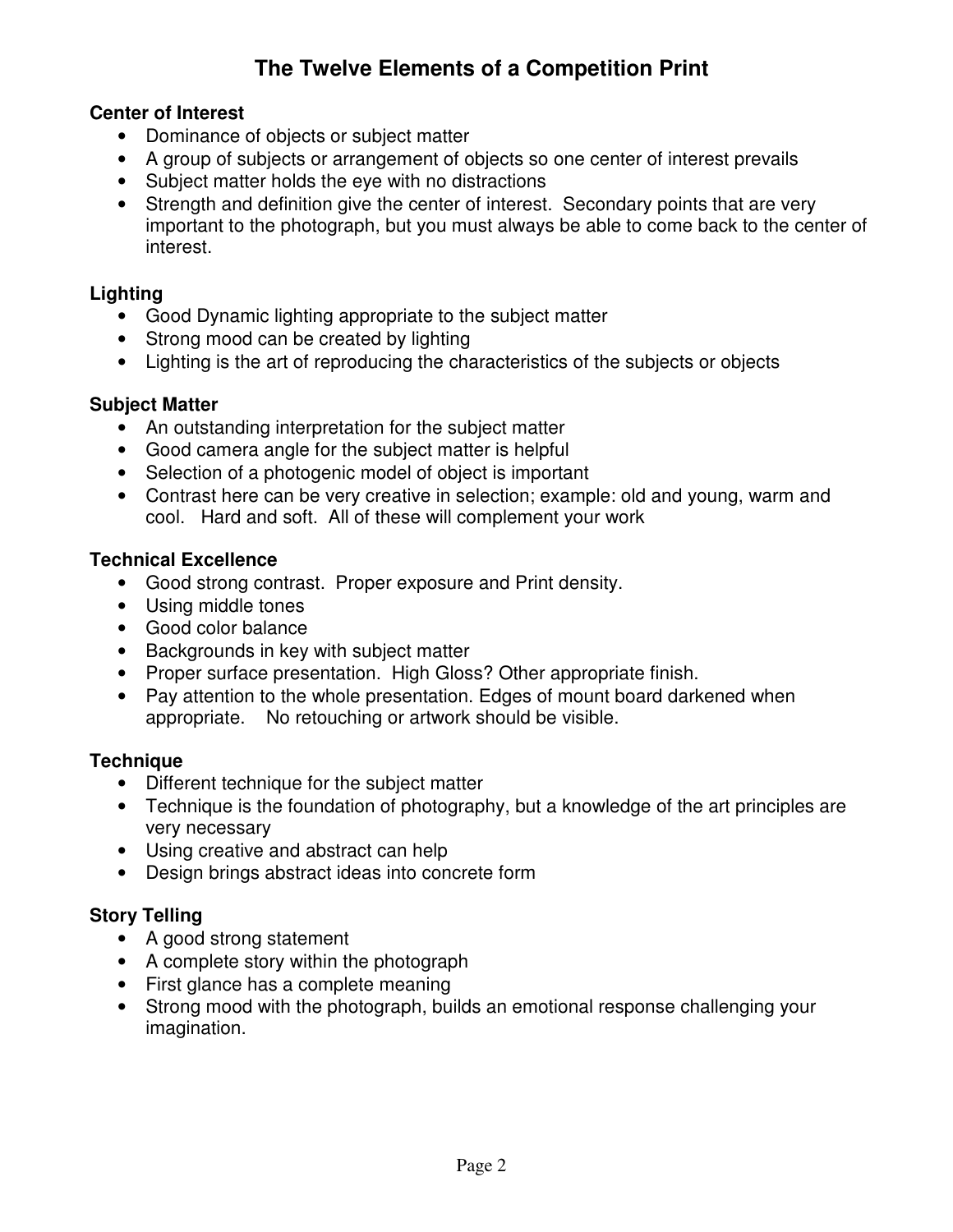# The Twelve Elements of a Competition Print

**Center of Interest**

- Dominance of objects or subject matter
- A group of subjects or arrangement of objects so one center of interest prevails
- Subject matter holds the eye with no distractions
- Strength and definition give the center of interest. Secondary points that are very important to the photograph, but you must always be able to come back to the center of interest.

**Lighting**

- Good Dynamic lighting appropriate to the subject matter
- Strong mood can be created by lighting
- Lighting is the art of reproducing the characteristics of the subjects or objects

**Subject Matter**

- An outstanding interpretation for the subject matter
- Good camera angle for the subject matter is helpful
- Selection of a photogenic model of object is important
- Contrast here can be very creative in selection; example: old and young, warm and cool. Hard and soft. All of these will complement your work

**Technical Excellence**

- Good strong contrast. Proper exposure and Print density.
- Using middle tones
- Good color balance
- Backgrounds in key with subject matter
- Proper surface presentation. High Gloss? Other appropriate finish.
- Pay attention to the whole presentation. Edges of mount board darkened when appropriate. No retouching or artwork should be visible.

**Technique**

- Different technique for the subject matter
- Technique is the foundation of photography, but a knowledge of the art principles are very necessary
- Using creative and abstract can help
- Design brings abstract ideas into concrete form

**Story Telling**

- A good strong statement
- A complete story within the photograph
- First glance has a complete meaning
- Strong mood with the photograph, builds an emotional response challenging your imagination.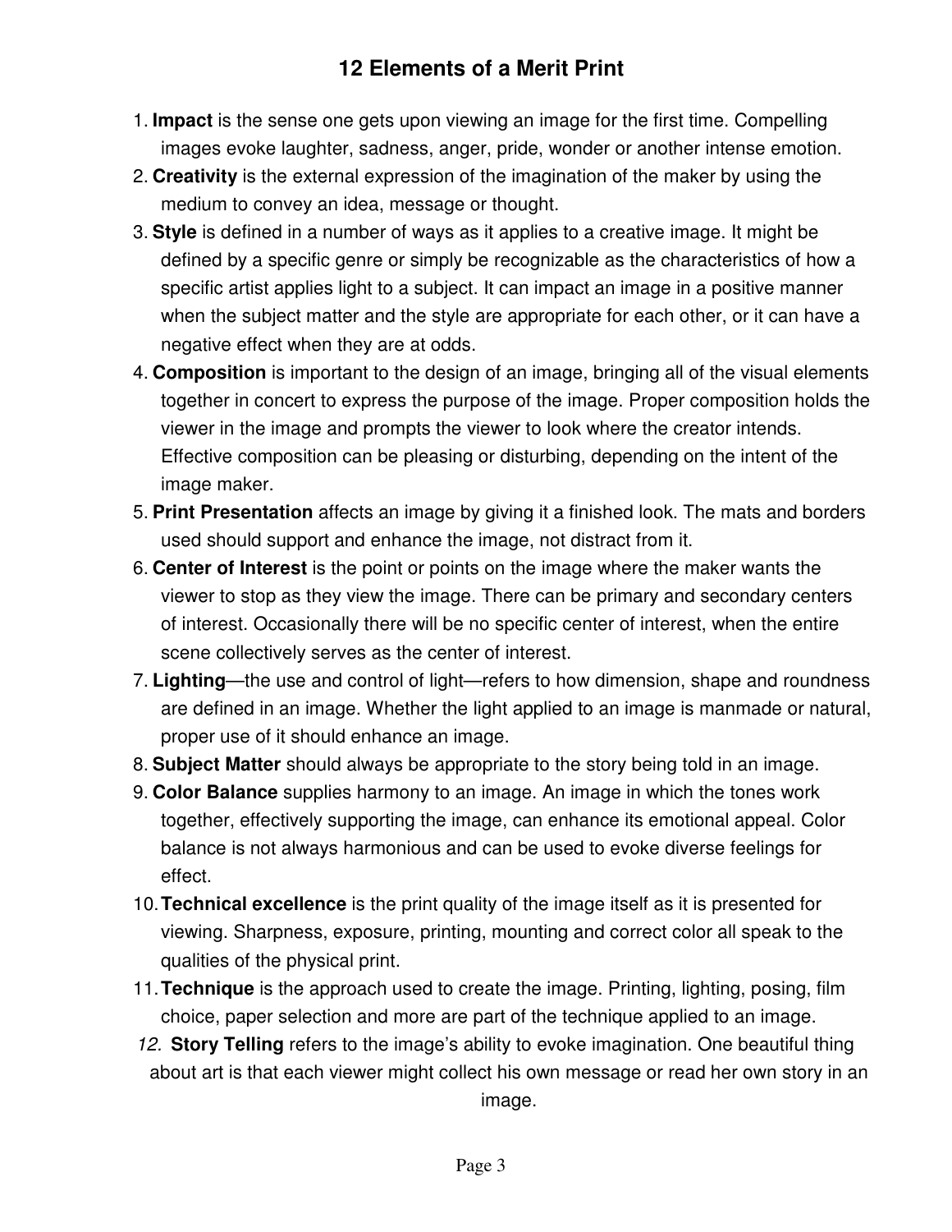# 12 Elements of a Merit Print

1. **Impact** is the sense one gets upon viewing an image for the first time. Compelling images evoke laughter, sadness, anger, pride, wonder or another intense emotion.
2. **Creativity** is the external expression of the imagination of the maker by using the medium to convey an idea, message or thought.
3. **Style** is defined in a number of ways as it applies to a creative image. It might be defined by a specific genre or simply be recognizable as the characteristics of how a specific artist applies light to a subject. It can impact an image in a positive manner when the subject matter and the style are appropriate for each other, or it can have a negative effect when they are at odds.
4. **Composition** is important to the design of an image, bringing all of the visual elements together in concert to express the purpose of the image. Proper composition holds the viewer in the image and prompts the viewer to look where the creator intends. Effective composition can be pleasing or disturbing, depending on the intent of the image maker.
5. **Print Presentation** affects an image by giving it a finished look. The mats and borders used should support and enhance the image, not distract from it.
6. **Center of Interest** is the point or points on the image where the maker wants the viewer to stop as they view the image. There can be primary and secondary centers of interest. Occasionally there will be no specific center of interest, when the entire scene collectively serves as the center of interest.
7. **Lighting**—the use and control of light—refers to how dimension, shape and roundness are defined in an image. Whether the light applied to an image is manmade or natural, proper use of it should enhance an image.
8. **Subject Matter** should always be appropriate to the story being told in an image.
9. **Color Balance** supplies harmony to an image. An image in which the tones work together, effectively supporting the image, can enhance its emotional appeal. Color balance is not always harmonious and can be used to evoke diverse feelings for effect.
10. **Technical excellence** is the print quality of the image itself as it is presented for viewing. Sharpness, exposure, printing, mounting and correct color all speak to the qualities of the physical print.
11. **Technique** is the approach used to create the image. Printing, lighting, posing, film choice, paper selection and more are part of the technique applied to an image.
12. **Story Telling** refers to the image's ability to evoke imagination. One beautiful thing about art is that each viewer might collect his own message or read her own story in an image.